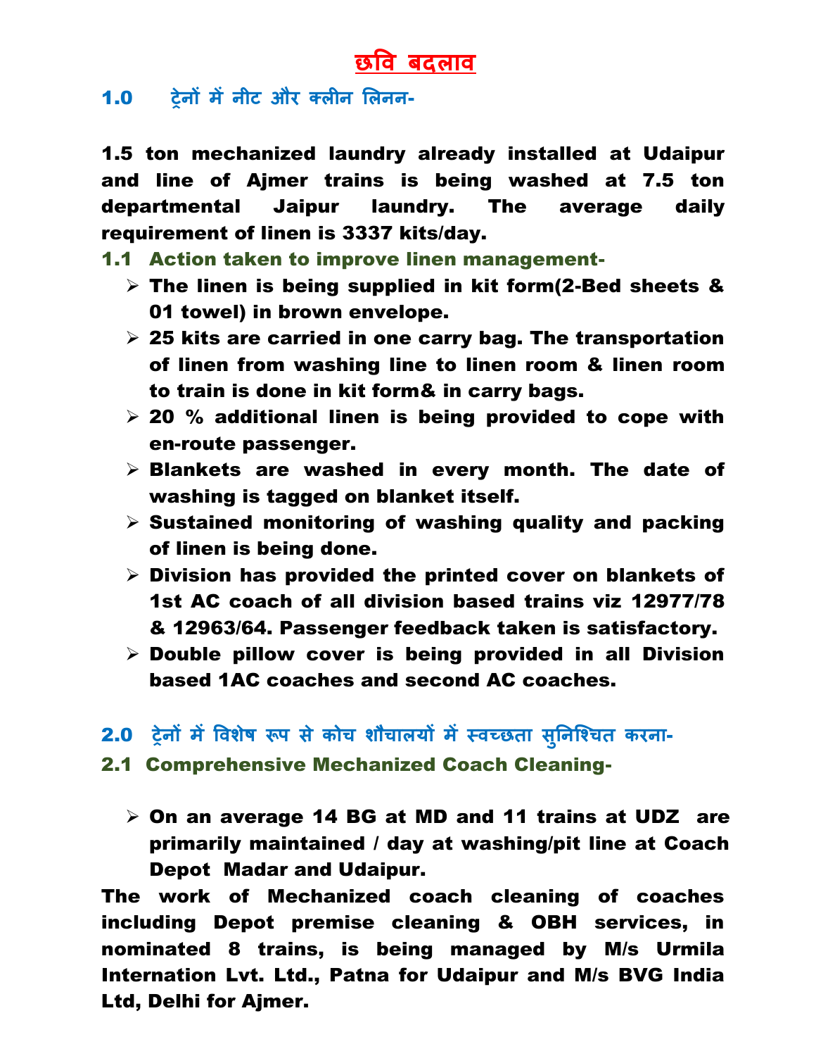# छवि बदलाव

## 1.0 ट्रेनों में नीट और क्लीन लिनन-

**1.5 ton mechanized laundry already installed at Udaipur and line of Ajmer trains is being washed at 7.5 ton departmental Jaipur laundry. The average daily requirement of linen is 3337 kits/day.**

### 1.1 Action taken to improve linen management-

- **The linen is being supplied in kit form(2-Bed sheets & 01 towel) in brown envelope.**
- **25 kits are carried in one carry bag. The transportation of linen from washing line to linen room & linen room to train is done in kit form& in carry bags.**
- **20 % additional linen is being provided to cope with en-route passenger.**
- **Blankets are washed in every month. The date of washing is tagged on blanket itself.**
- **Sustained monitoring of washing quality and packing of linen is being done.**
- **Division has provided the printed cover on blankets of 1st AC coach of all division based trains viz 12977/78 & 12963/64. Passenger feedback taken is satisfactory.**
- **Double pillow cover is being provided in all Division based 1AC coaches and second AC coaches.**

## 2.0 ट्रेनों में विशेष रूप से कोच शौचालयों में स्वच्छता सुनिश्चित करना-

### 2.1 Comprehensive Mechanized Coach Cleaning-

- **On an average 14 BG at MD and 11 trains at UDZ are primarily maintained / day at washing/pit line at Coach Depot Madar and Udaipur.**

**The work of Mechanized coach cleaning of coaches including Depot premise cleaning & OBH services, in nominated 8 trains, is being managed by M/s Urmila Internation Lvt. Ltd., Patna for Udaipur and M/s BVG India Ltd, Delhi for Ajmer.**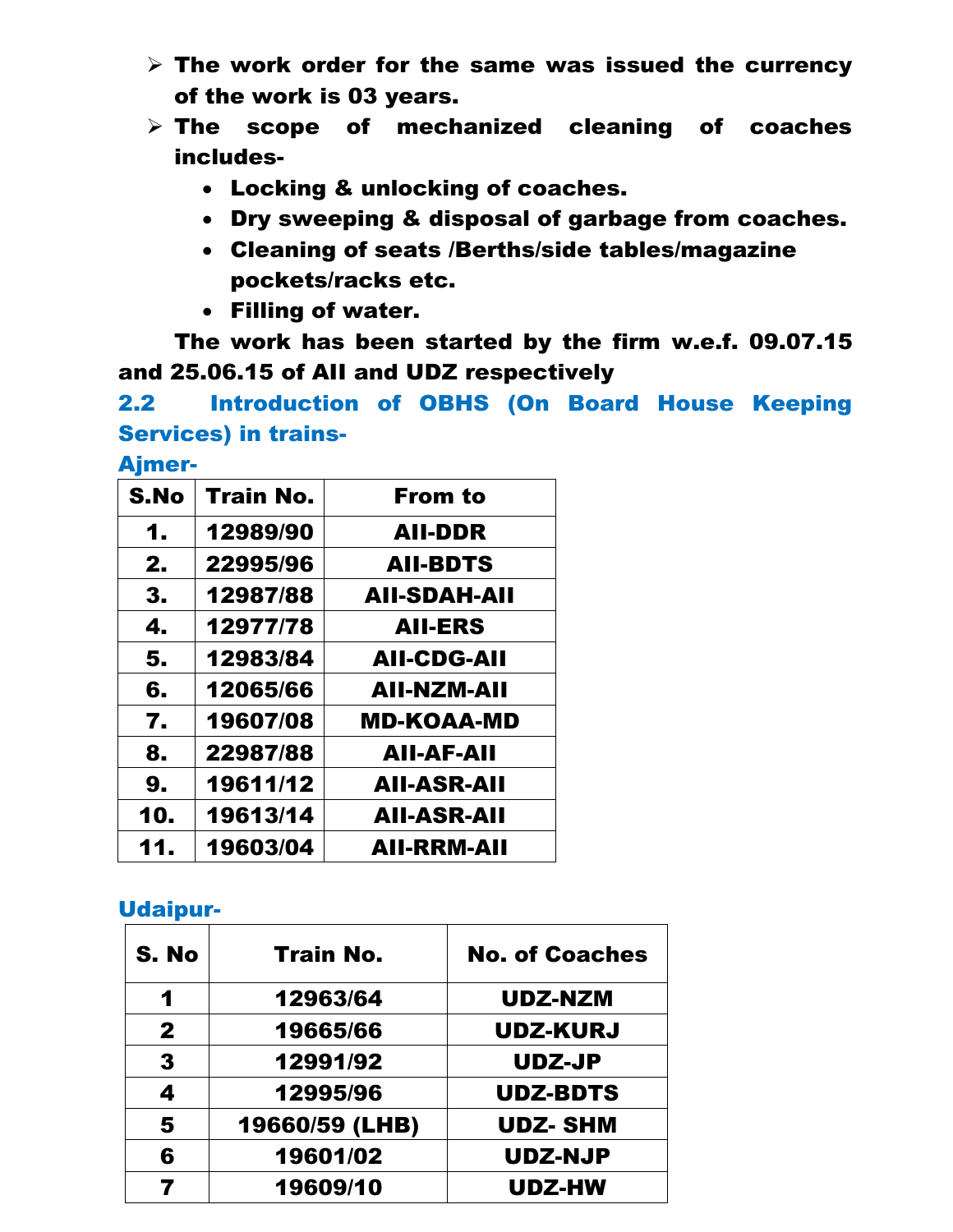- **The work order for the same was issued the currency of the work is 03 years.**
- **The scope of mechanized cleaning of coaches includes-**
  - **Locking & unlocking of coaches.**
  - **Dry sweeping & disposal of garbage from coaches.**
  - **Cleaning of seats /Berths/side tables/magazine pockets/racks etc.**
  - **Filling of water.**

**The work has been started by the firm w.e.f. 09.07.15 and 25.06.15 of AII and UDZ respectively**

## 2.2 Introduction of OBHS (On Board House Keeping Services) in trains-

### Ajmer-

| S.No | Train No. | From to |
|---|---|---|
| 1. | 12989/90 | AII-DDR |
| 2. | 22995/96 | AII-BDTS |
| 3. | 12987/88 | AII-SDAH-AII |
| 4. | 12977/78 | AII-ERS |
| 5. | 12983/84 | AII-CDG-AII |
| 6. | 12065/66 | AII-NZM-AII |
| 7. | 19607/08 | MD-KOAA-MD |
| 8. | 22987/88 | AII-AF-AII |
| 9. | 19611/12 | AII-ASR-AII |
| 10. | 19613/14 | AII-ASR-AII |
| 11. | 19603/04 | AII-RRM-AII |

### Udaipur-

| S. No | Train No. | No. of Coaches |
|---|---|---|
| 1 | 12963/64 | UDZ-NZM |
| 2 | 19665/66 | UDZ-KURJ |
| 3 | 12991/92 | UDZ-JP |
| 4 | 12995/96 | UDZ-BDTS |
| 5 | 19660/59 (LHB) | UDZ- SHM |
| 6 | 19601/02 | UDZ-NJP |
| 7 | 19609/10 | UDZ-HW |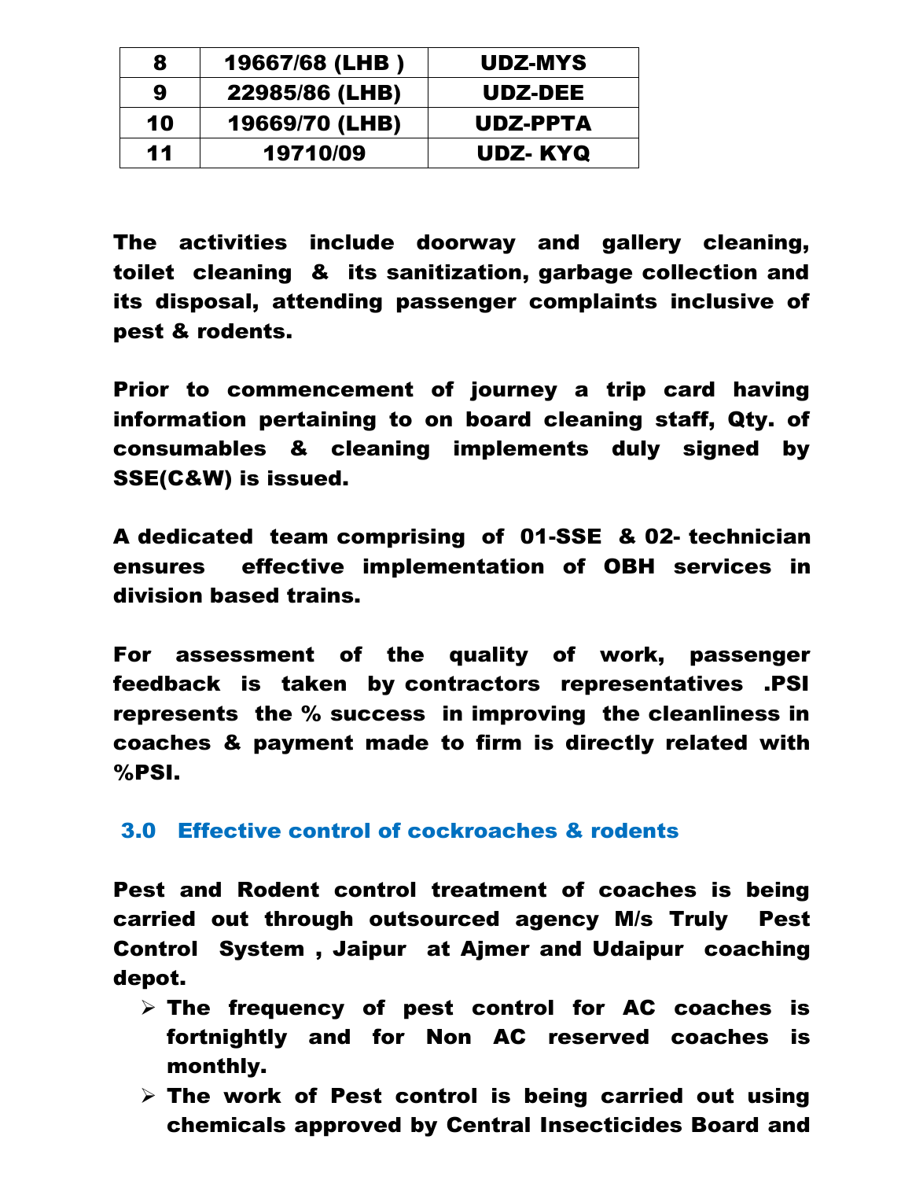| 8 | 19667/68 (LHB ) | UDZ-MYS |
|---|---|---|
| 9 | 22985/86 (LHB) | UDZ-DEE |
| 10 | 19669/70 (LHB) | UDZ-PPTA |
| 11 | 19710/09 | UDZ- KYQ |

**The activities include doorway and gallery cleaning, toilet cleaning & its sanitization, garbage collection and its disposal, attending passenger complaints inclusive of pest & rodents.**

**Prior to commencement of journey a trip card having information pertaining to on board cleaning staff, Qty. of consumables & cleaning implements duly signed by SSE(C&W) is issued.**

**A dedicated team comprising of 01-SSE & 02- technician ensures effective implementation of OBH services in division based trains.**

**For assessment of the quality of work, passenger feedback is taken by contractors representatives .PSI represents the % success in improving the cleanliness in coaches & payment made to firm is directly related with %PSI.**

## 3.0 Effective control of cockroaches & rodents

**Pest and Rodent control treatment of coaches is being carried out through outsourced agency M/s Truly Pest Control System , Jaipur at Ajmer and Udaipur coaching depot.**

- **The frequency of pest control for AC coaches is fortnightly and for Non AC reserved coaches is monthly.**
- **The work of Pest control is being carried out using chemicals approved by Central Insecticides Board and**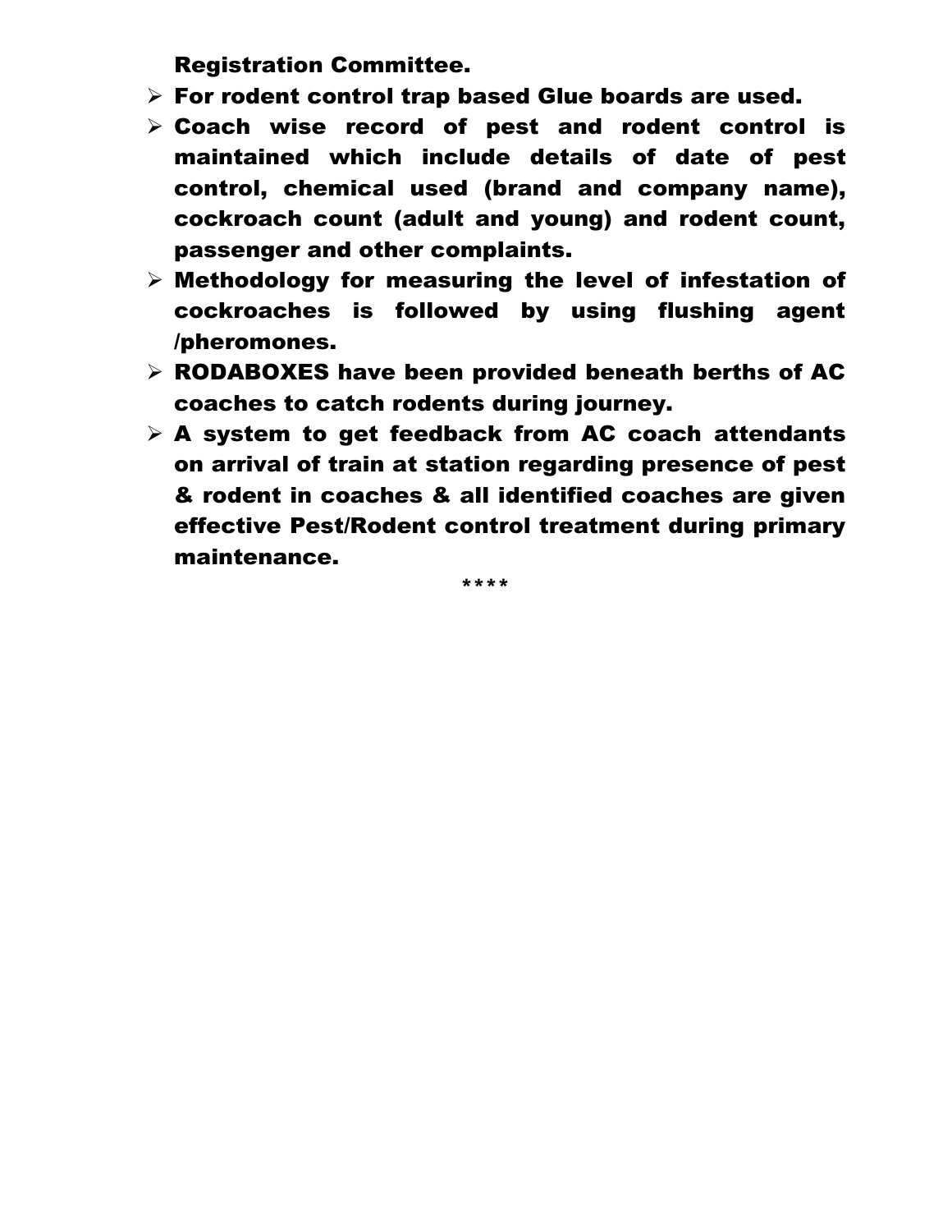Registration Committee.

- For rodent control trap based Glue boards are used.
- Coach wise record of pest and rodent control is maintained which include details of date of pest control, chemical used (brand and company name), cockroach count (adult and young) and rodent count, passenger and other complaints.
- Methodology for measuring the level of infestation of cockroaches is followed by using flushing agent /pheromones.
- RODABOXES have been provided beneath berths of AC coaches to catch rodents during journey.
- A system to get feedback from AC coach attendants on arrival of train at station regarding presence of pest & rodent in coaches & all identified coaches are given effective Pest/Rodent control treatment during primary maintenance.

****